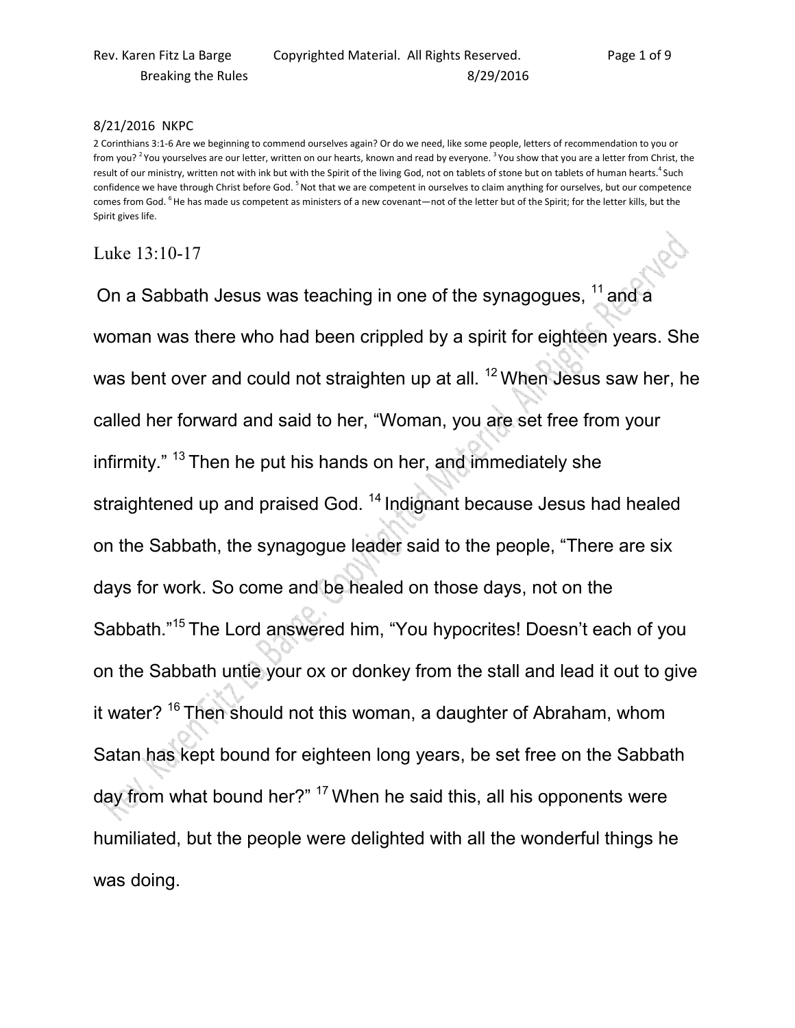8/21/2016 NKPC

2 Corinthians 3:1-6 Are we beginning to commend ourselves again? Or do we need, like some people, letters of recommendation to you or from you? [2] You yourselves are our letter, written on our hearts, known and read by everyone. [3] You show that you are a letter from Christ, the result of our ministry, written not with ink but with the Spirit of the living God, not on tablets of stone but on tablets of human hearts.[4] Such confidence we have through Christ before God. [5] Not that we are competent in ourselves to claim anything for ourselves, but our competence comes from God. [6] He has made us competent as ministers of a new covenant—not of the letter but of the Spirit; for the letter kills, but the Spirit gives life.

## Luke 13:10-17

On a Sabbath Jesus was teaching in one of the synagogues, [11] and a woman was there who had been crippled by a spirit for eighteen years. She was bent over and could not straighten up at all. [12] When Jesus saw her, he called her forward and said to her, "Woman, you are set free from your infirmity." [13] Then he put his hands on her, and immediately she straightened up and praised God. [14] Indignant because Jesus had healed on the Sabbath, the synagogue leader said to the people, "There are six days for work. So come and be healed on those days, not on the Sabbath."[15] The Lord answered him, "You hypocrites! Doesn't each of you on the Sabbath untie your ox or donkey from the stall and lead it out to give it water? [16] Then should not this woman, a daughter of Abraham, whom Satan has kept bound for eighteen long years, be set free on the Sabbath day from what bound her?" [17] When he said this, all his opponents were humiliated, but the people were delighted with all the wonderful things he was doing.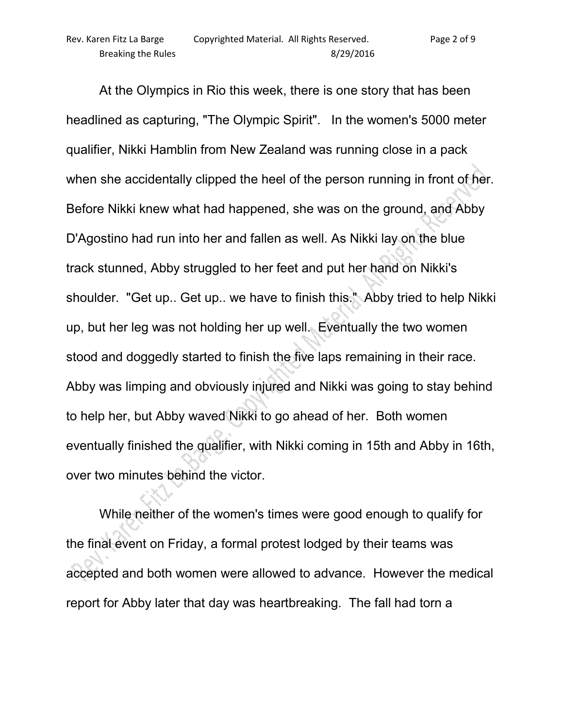At the Olympics in Rio this week, there is one story that has been headlined as capturing, "The Olympic Spirit". In the women's 5000 meter qualifier, Nikki Hamblin from New Zealand was running close in a pack when she accidentally clipped the heel of the person running in front of her. Before Nikki knew what had happened, she was on the ground, and Abby D'Agostino had run into her and fallen as well. As Nikki lay on the blue track stunned, Abby struggled to her feet and put her hand on Nikki's shoulder. "Get up.. Get up.. we have to finish this." Abby tried to help Nikki up, but her leg was not holding her up well. Eventually the two women stood and doggedly started to finish the five laps remaining in their race. Abby was limping and obviously injured and Nikki was going to stay behind to help her, but Abby waved Nikki to go ahead of her. Both women eventually finished the qualifier, with Nikki coming in 15th and Abby in 16th, over two minutes behind the victor.

While neither of the women's times were good enough to qualify for the final event on Friday, a formal protest lodged by their teams was accepted and both women were allowed to advance. However the medical report for Abby later that day was heartbreaking. The fall had torn a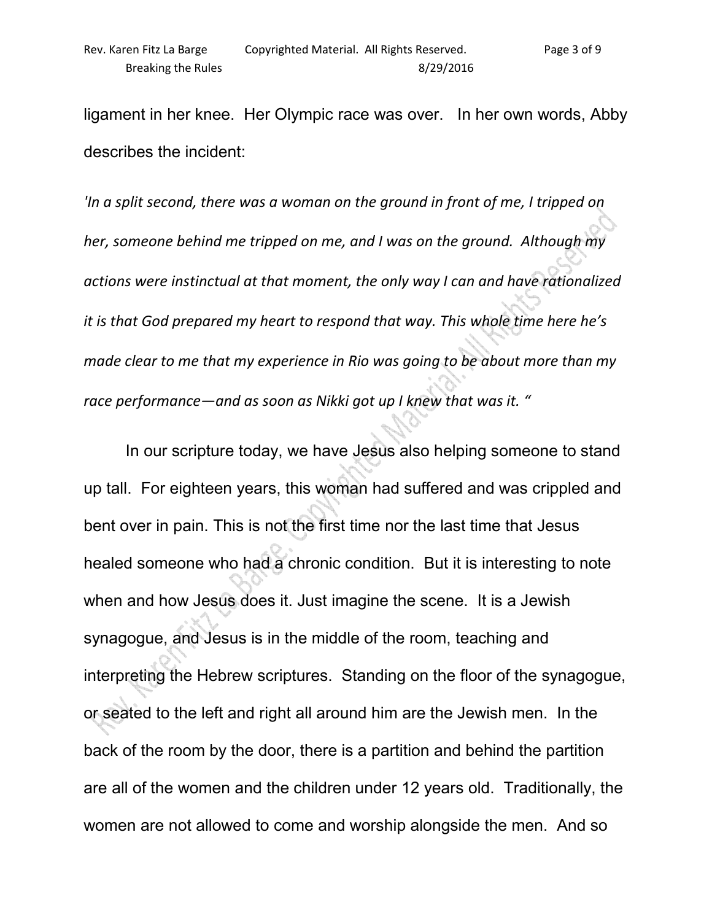ligament in her knee. Her Olympic race was over. In her own words, Abby describes the incident:

*'In a split second, there was a woman on the ground in front of me, I tripped on her, someone behind me tripped on me, and I was on the ground. Although my actions were instinctual at that moment, the only way I can and have rationalized it is that God prepared my heart to respond that way. This whole time here he's made clear to me that my experience in Rio was going to be about more than my race performance—and as soon as Nikki got up I knew that was it. "*

In our scripture today, we have Jesus also helping someone to stand up tall. For eighteen years, this woman had suffered and was crippled and bent over in pain. This is not the first time nor the last time that Jesus healed someone who had a chronic condition. But it is interesting to note when and how Jesus does it. Just imagine the scene. It is a Jewish synagogue, and Jesus is in the middle of the room, teaching and interpreting the Hebrew scriptures. Standing on the floor of the synagogue, or seated to the left and right all around him are the Jewish men. In the back of the room by the door, there is a partition and behind the partition are all of the women and the children under 12 years old. Traditionally, the women are not allowed to come and worship alongside the men. And so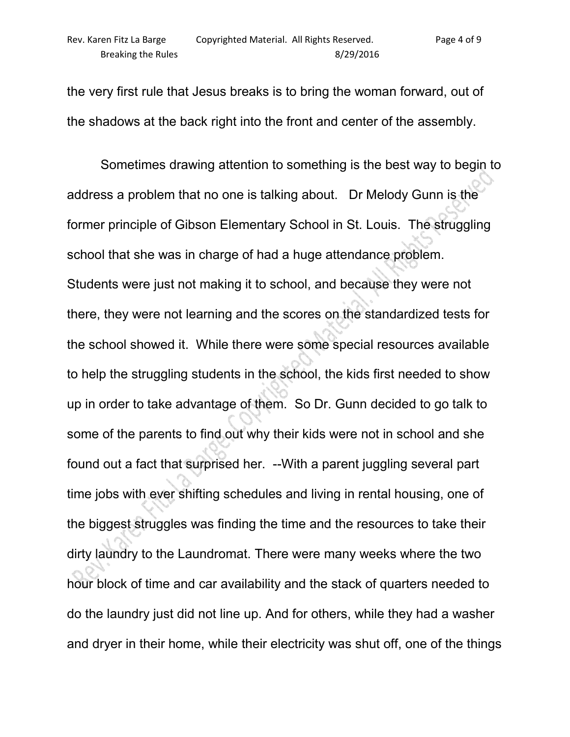the very first rule that Jesus breaks is to bring the woman forward, out of the shadows at the back right into the front and center of the assembly.

Sometimes drawing attention to something is the best way to begin to address a problem that no one is talking about. Dr Melody Gunn is the former principle of Gibson Elementary School in St. Louis. The struggling school that she was in charge of had a huge attendance problem. Students were just not making it to school, and because they were not there, they were not learning and the scores on the standardized tests for the school showed it. While there were some special resources available to help the struggling students in the school, the kids first needed to show up in order to take advantage of them. So Dr. Gunn decided to go talk to some of the parents to find out why their kids were not in school and she found out a fact that surprised her. --With a parent juggling several part time jobs with ever shifting schedules and living in rental housing, one of the biggest struggles was finding the time and the resources to take their dirty laundry to the Laundromat. There were many weeks where the two hour block of time and car availability and the stack of quarters needed to do the laundry just did not line up. And for others, while they had a washer and dryer in their home, while their electricity was shut off, one of the things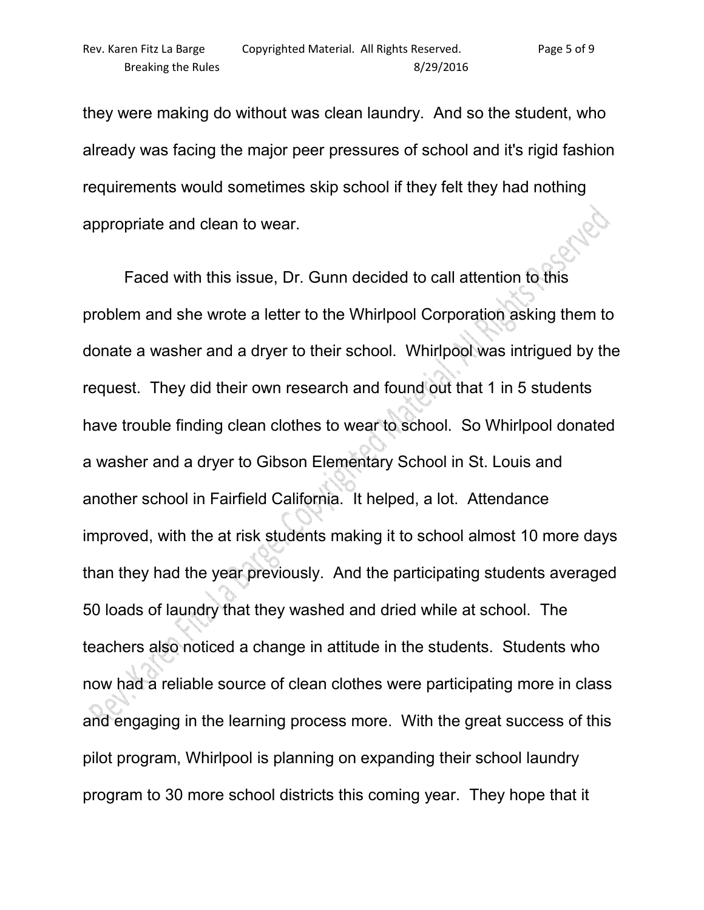they were making do without was clean laundry. And so the student, who already was facing the major peer pressures of school and it's rigid fashion requirements would sometimes skip school if they felt they had nothing appropriate and clean to wear.

Faced with this issue, Dr. Gunn decided to call attention to this problem and she wrote a letter to the Whirlpool Corporation asking them to donate a washer and a dryer to their school. Whirlpool was intrigued by the request. They did their own research and found out that 1 in 5 students have trouble finding clean clothes to wear to school. So Whirlpool donated a washer and a dryer to Gibson Elementary School in St. Louis and another school in Fairfield California. It helped, a lot. Attendance improved, with the at risk students making it to school almost 10 more days than they had the year previously. And the participating students averaged 50 loads of laundry that they washed and dried while at school. The teachers also noticed a change in attitude in the students. Students who now had a reliable source of clean clothes were participating more in class and engaging in the learning process more. With the great success of this pilot program, Whirlpool is planning on expanding their school laundry program to 30 more school districts this coming year. They hope that it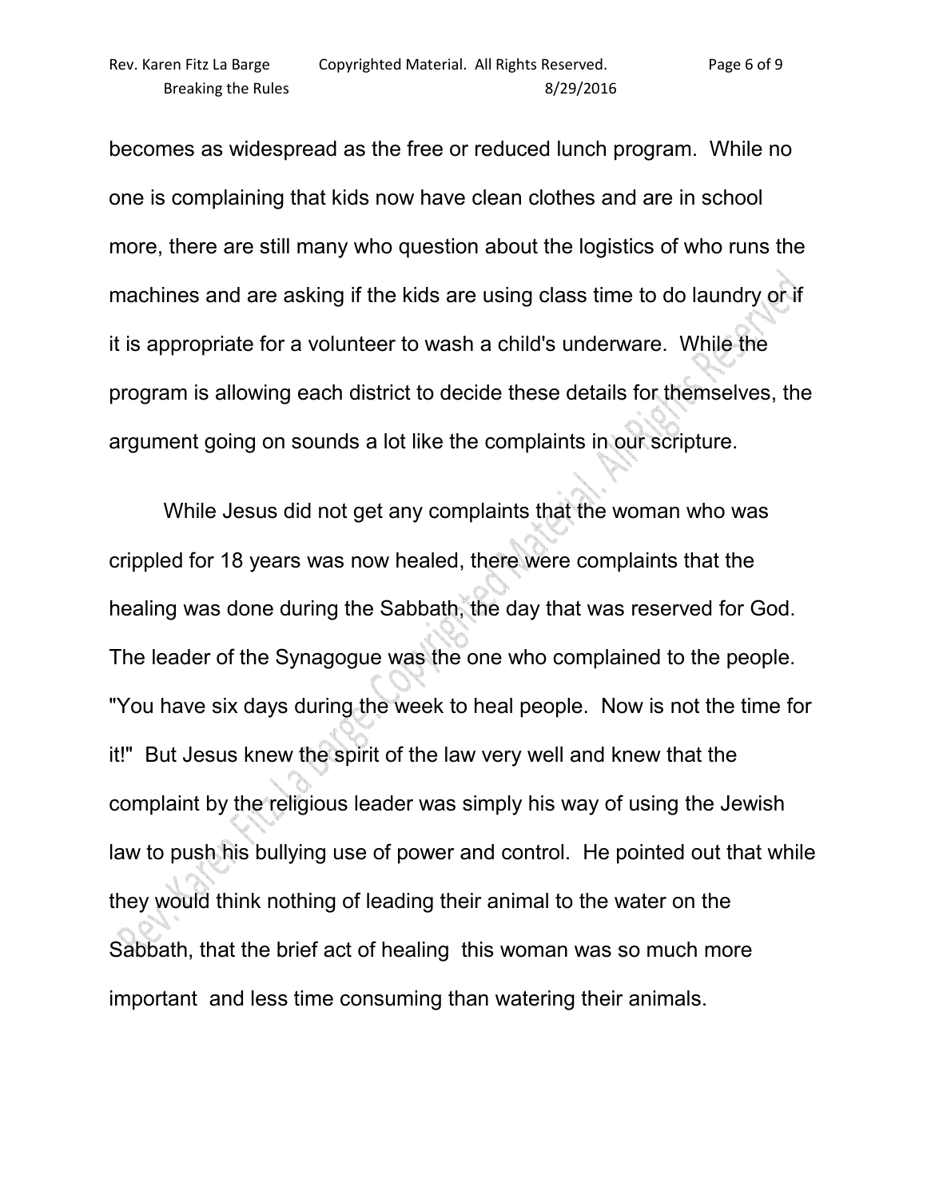becomes as widespread as the free or reduced lunch program. While no one is complaining that kids now have clean clothes and are in school more, there are still many who question about the logistics of who runs the machines and are asking if the kids are using class time to do laundry or if it is appropriate for a volunteer to wash a child's underware. While the program is allowing each district to decide these details for themselves, the argument going on sounds a lot like the complaints in our scripture.

While Jesus did not get any complaints that the woman who was crippled for 18 years was now healed, there were complaints that the healing was done during the Sabbath, the day that was reserved for God. The leader of the Synagogue was the one who complained to the people. "You have six days during the week to heal people. Now is not the time for it!" But Jesus knew the spirit of the law very well and knew that the complaint by the religious leader was simply his way of using the Jewish law to push his bullying use of power and control. He pointed out that while they would think nothing of leading their animal to the water on the Sabbath, that the brief act of healing this woman was so much more important and less time consuming than watering their animals.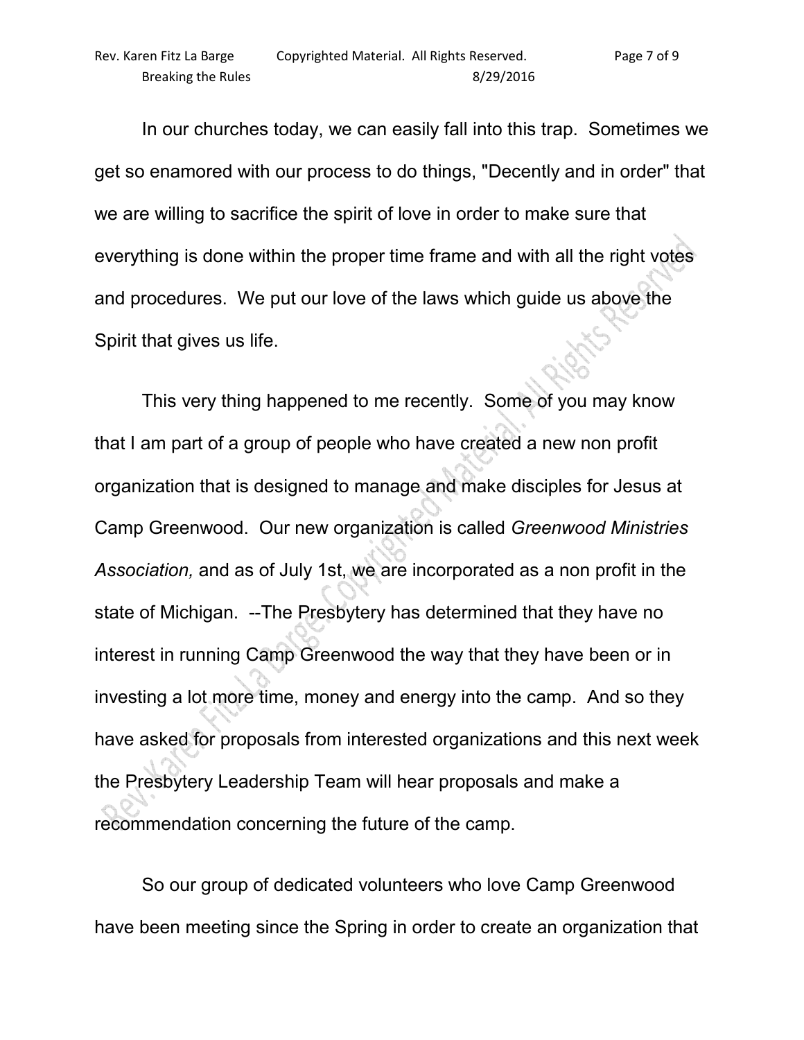In our churches today, we can easily fall into this trap. Sometimes we get so enamored with our process to do things, "Decently and in order" that we are willing to sacrifice the spirit of love in order to make sure that everything is done within the proper time frame and with all the right votes and procedures. We put our love of the laws which guide us above the Spirit that gives us life.

This very thing happened to me recently. Some of you may know that I am part of a group of people who have created a new non profit organization that is designed to manage and make disciples for Jesus at Camp Greenwood. Our new organization is called *Greenwood Ministries Association,* and as of July 1st, we are incorporated as a non profit in the state of Michigan. --The Presbytery has determined that they have no interest in running Camp Greenwood the way that they have been or in investing a lot more time, money and energy into the camp. And so they have asked for proposals from interested organizations and this next week the Presbytery Leadership Team will hear proposals and make a recommendation concerning the future of the camp.

So our group of dedicated volunteers who love Camp Greenwood have been meeting since the Spring in order to create an organization that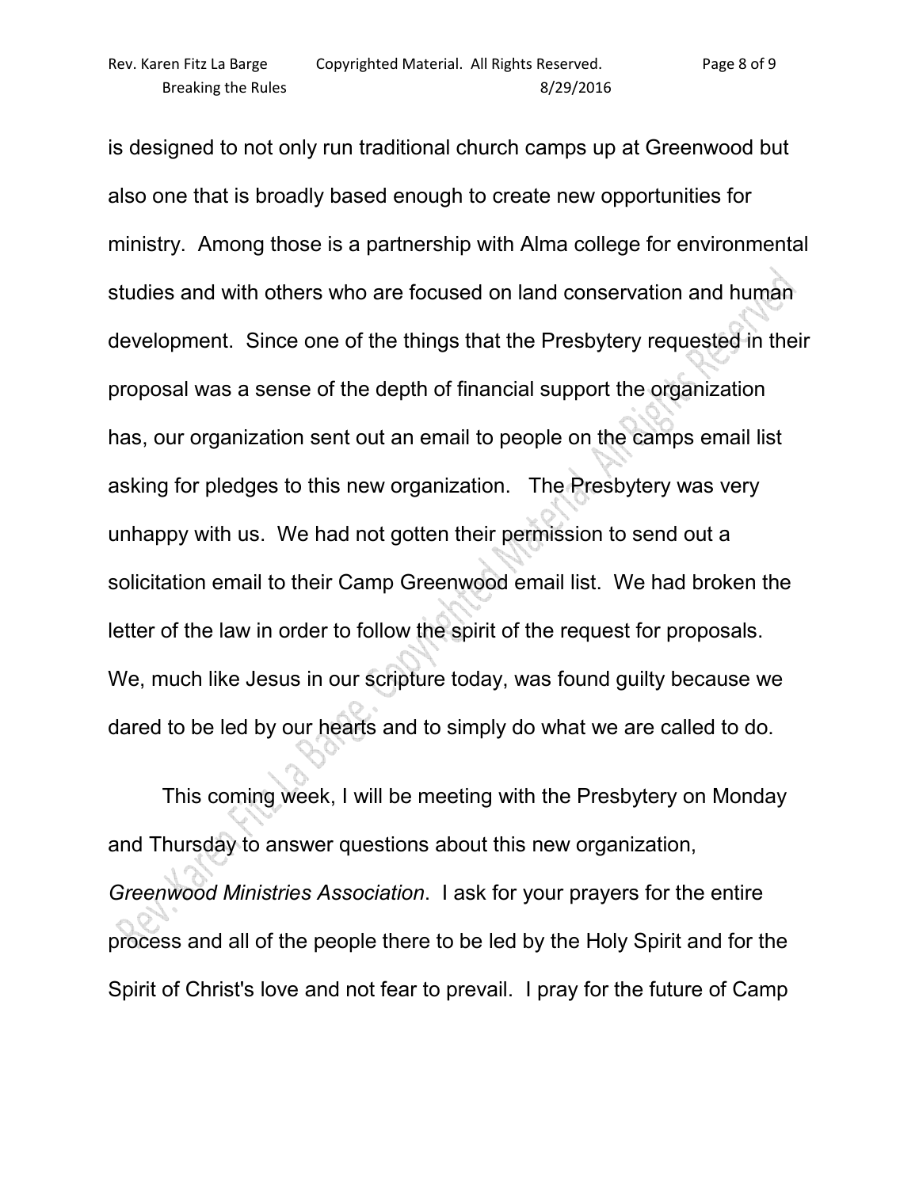is designed to not only run traditional church camps up at Greenwood but also one that is broadly based enough to create new opportunities for ministry. Among those is a partnership with Alma college for environmental studies and with others who are focused on land conservation and human development. Since one of the things that the Presbytery requested in their proposal was a sense of the depth of financial support the organization has, our organization sent out an email to people on the camps email list asking for pledges to this new organization. The Presbytery was very unhappy with us. We had not gotten their permission to send out a solicitation email to their Camp Greenwood email list. We had broken the letter of the law in order to follow the spirit of the request for proposals. We, much like Jesus in our scripture today, was found guilty because we dared to be led by our hearts and to simply do what we are called to do.

This coming week, I will be meeting with the Presbytery on Monday and Thursday to answer questions about this new organization, *Greenwood Ministries Association*. I ask for your prayers for the entire process and all of the people there to be led by the Holy Spirit and for the Spirit of Christ's love and not fear to prevail. I pray for the future of Camp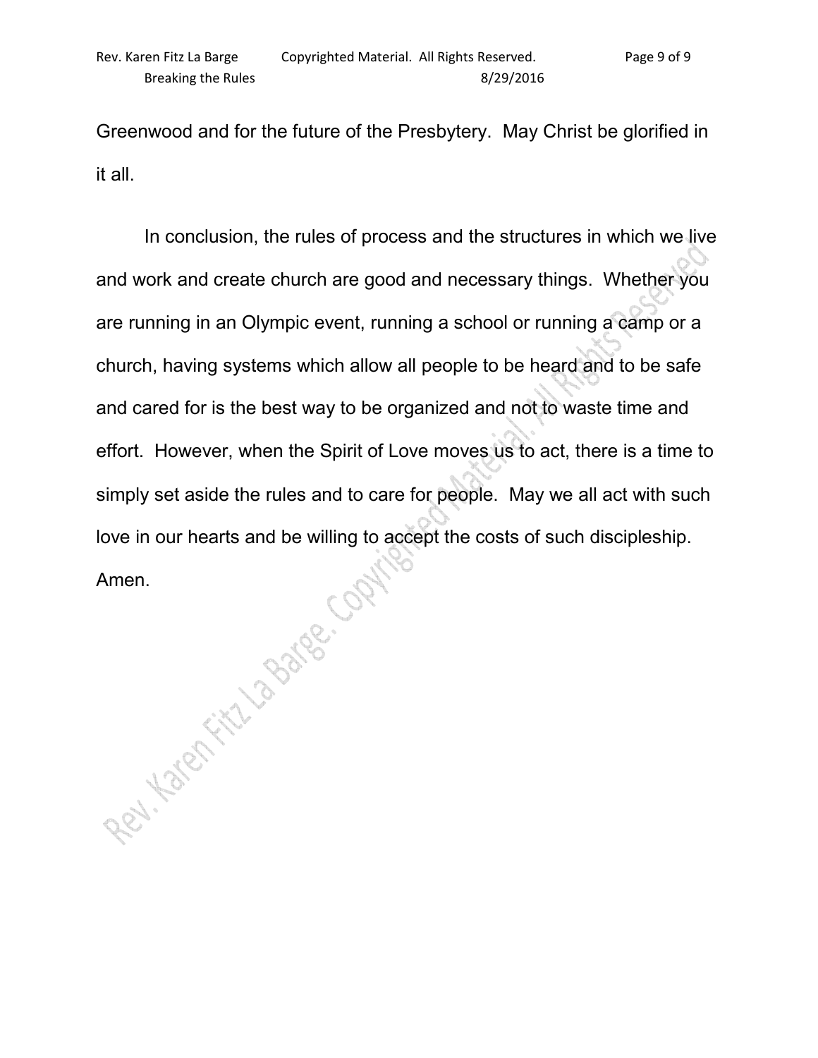Greenwood and for the future of the Presbytery. May Christ be glorified in it all.

In conclusion, the rules of process and the structures in which we live and work and create church are good and necessary things. Whether you are running in an Olympic event, running a school or running a camp or a church, having systems which allow all people to be heard and to be safe and cared for is the best way to be organized and not to waste time and effort. However, when the Spirit of Love moves us to act, there is a time to simply set aside the rules and to care for people. May we all act with such love in our hearts and be willing to accept the costs of such discipleship. Amen.